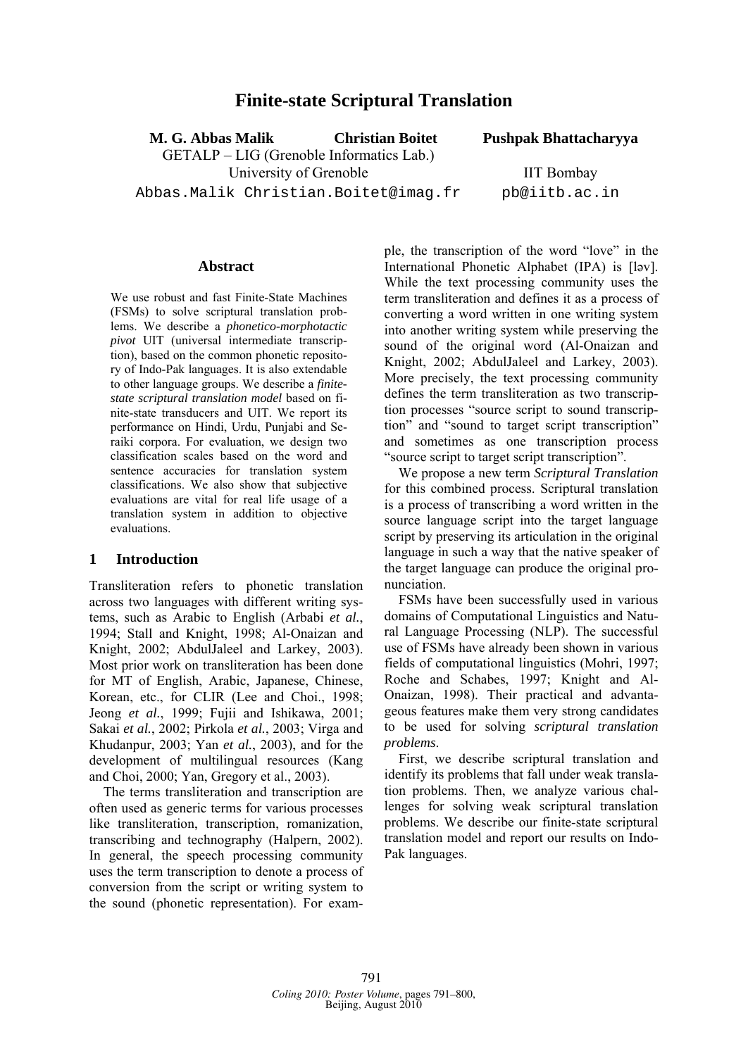# Finite-state Scriptural Translation

**M. G. Abbas Malik** **Christian Boitet** **Pushpak Bhattacharyya**

GETALP – LIG (Grenoble Informatics Lab.)
University of Grenoble
Abbas.Malik Christian.Boitet@imag.fr

IIT Bombay
pb@iitb.ac.in

### Abstract

We use robust and fast Finite-State Machines (FSMs) to solve scriptural translation problems. We describe a *phonetico-morphotactic pivot* UIT (universal intermediate transcription), based on the common phonetic repository of Indo-Pak languages. It is also extendable to other language groups. We describe a *finite-state scriptural translation model* based on finite-state transducers and UIT. We report its performance on Hindi, Urdu, Punjabi and Seraiki corpora. For evaluation, we design two classification scales based on the word and sentence accuracies for translation system classifications. We also show that subjective evaluations are vital for real life usage of a translation system in addition to objective evaluations.

## 1 Introduction

Transliteration refers to phonetic translation across two languages with different writing systems, such as Arabic to English (Arbabi *et al.*, 1994; Stall and Knight, 1998; Al-Onaizan and Knight, 2002; AbdulJaleel and Larkey, 2003). Most prior work on transliteration has been done for MT of English, Arabic, Japanese, Chinese, Korean, etc., for CLIR (Lee and Choi., 1998; Jeong *et al.*, 1999; Fujii and Ishikawa, 2001; Sakai *et al.*, 2002; Pirkola *et al.*, 2003; Virga and Khudanpur, 2003; Yan *et al.*, 2003), and for the development of multilingual resources (Kang and Choi, 2000; Yan, Gregory et al., 2003).

The terms transliteration and transcription are often used as generic terms for various processes like transliteration, transcription, romanization, transcribing and technography (Halpern, 2002). In general, the speech processing community uses the term transcription to denote a process of conversion from the script or writing system to the sound (phonetic representation). For example, the transcription of the word "love" in the International Phonetic Alphabet (IPA) is [ləv]. While the text processing community uses the term transliteration and defines it as a process of converting a word written in one writing system into another writing system while preserving the sound of the original word (Al-Onaizan and Knight, 2002; AbdulJaleel and Larkey, 2003). More precisely, the text processing community defines the term transliteration as two transcription processes "source script to sound transcription" and "sound to target script transcription" and sometimes as one transcription process "source script to target script transcription".

We propose a new term *Scriptural Translation* for this combined process. Scriptural translation is a process of transcribing a word written in the source language script into the target language script by preserving its articulation in the original language in such a way that the native speaker of the target language can produce the original pronunciation.

FSMs have been successfully used in various domains of Computational Linguistics and Natural Language Processing (NLP). The successful use of FSMs have already been shown in various fields of computational linguistics (Mohri, 1997; Roche and Schabes, 1997; Knight and Al-Onaizan, 1998). Their practical and advantageous features make them very strong candidates to be used for solving *scriptural translation problems*.

First, we describe scriptural translation and identify its problems that fall under weak translation problems. Then, we analyze various challenges for solving weak scriptural translation problems. We describe our finite-state scriptural translation model and report our results on Indo-Pak languages.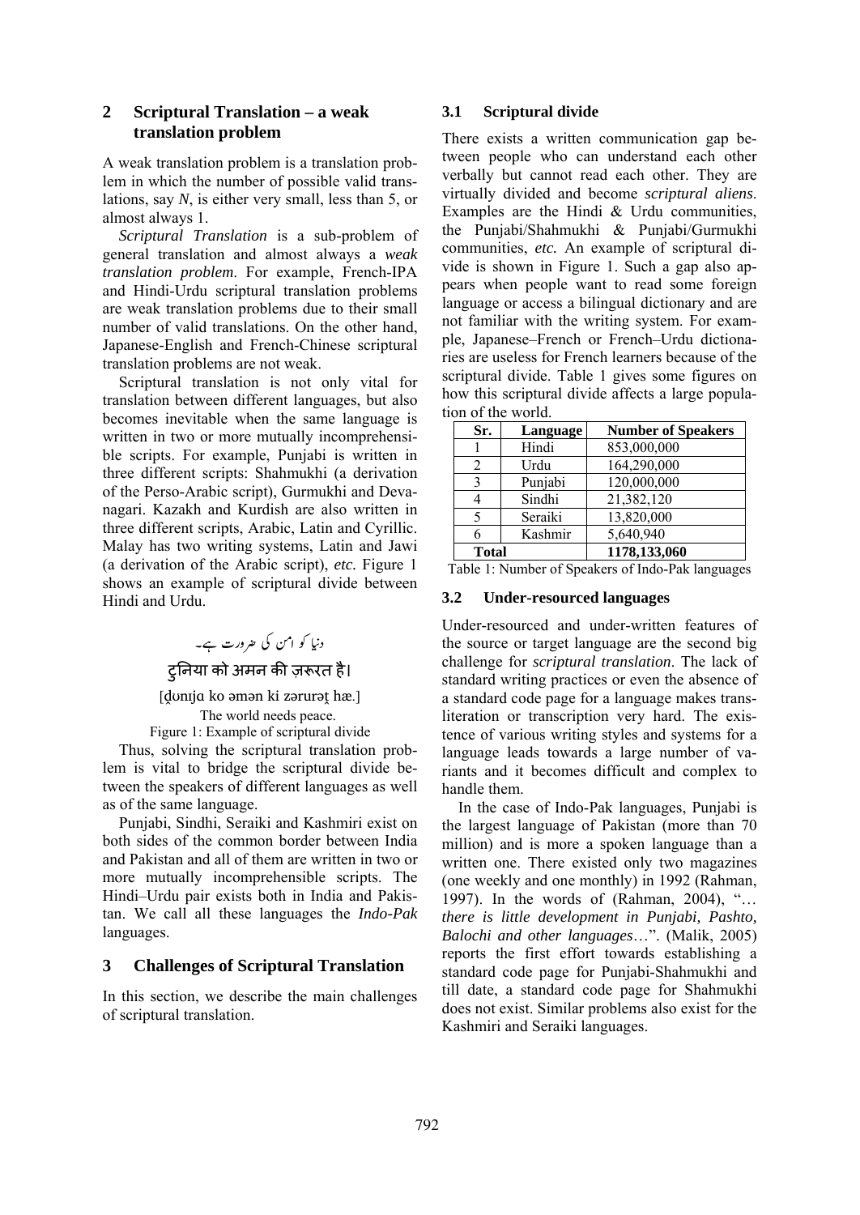## 2 Scriptural Translation – a weak translation problem

A weak translation problem is a translation problem in which the number of possible valid translations, say *N*, is either very small, less than 5, or almost always 1.

*Scriptural Translation* is a sub-problem of general translation and almost always a *weak translation problem*. For example, French-IPA and Hindi-Urdu scriptural translation problems are weak translation problems due to their small number of valid translations. On the other hand, Japanese-English and French-Chinese scriptural translation problems are not weak.

Scriptural translation is not only vital for translation between different languages, but also becomes inevitable when the same language is written in two or more mutually incomprehensible scripts. For example, Punjabi is written in three different scripts: Shahmukhi (a derivation of the Perso-Arabic script), Gurmukhi and Devanagari. Kazakh and Kurdish are also written in three different scripts, Arabic, Latin and Cyrillic. Malay has two writing systems, Latin and Jawi (a derivation of the Arabic script), *etc.* Figure 1 shows an example of scriptural divide between Hindi and Urdu.

دنیا کو امن کی ضرورت ہے۔

दुनिया को अमन की ज़रूरत है।

[d̪ʊnɪjɑ ko əmən ki zərurət̪ hæ.]

The world needs peace.

Figure 1: Example of scriptural divide

Thus, solving the scriptural translation problem is vital to bridge the scriptural divide between the speakers of different languages as well as of the same language.

Punjabi, Sindhi, Seraiki and Kashmiri exist on both sides of the common border between India and Pakistan and all of them are written in two or more mutually incomprehensible scripts. The Hindi–Urdu pair exists both in India and Pakistan. We call all these languages the *Indo-Pak* languages.

## 3 Challenges of Scriptural Translation

In this section, we describe the main challenges of scriptural translation.

### 3.1 Scriptural divide

There exists a written communication gap between people who can understand each other verbally but cannot read each other. They are virtually divided and become *scriptural aliens*. Examples are the Hindi & Urdu communities, the Punjabi/Shahmukhi & Punjabi/Gurmukhi communities, *etc.* An example of scriptural divide is shown in Figure 1. Such a gap also appears when people want to read some foreign language or access a bilingual dictionary and are not familiar with the writing system. For example, Japanese–French or French–Urdu dictionaries are useless for French learners because of the scriptural divide. Table 1 gives some figures on how this scriptural divide affects a large population of the world.

| Sr. | Language | Number of Speakers |
|---|---|---|
| 1 | Hindi | 853,000,000 |
| 2 | Urdu | 164,290,000 |
| 3 | Punjabi | 120,000,000 |
| 4 | Sindhi | 21,382,120 |
| 5 | Seraiki | 13,820,000 |
| 6 | Kashmir | 5,640,940 |
| **Total** | | **1178,133,060** |

Table 1: Number of Speakers of Indo-Pak languages

### 3.2 Under-resourced languages

Under-resourced and under-written features of the source or target language are the second big challenge for *scriptural translation*. The lack of standard writing practices or even the absence of a standard code page for a language makes transliteration or transcription very hard. The existence of various writing styles and systems for a language leads towards a large number of variants and it becomes difficult and complex to handle them.

In the case of Indo-Pak languages, Punjabi is the largest language of Pakistan (more than 70 million) and is more a spoken language than a written one. There existed only two magazines (one weekly and one monthly) in 1992 (Rahman, 1997). In the words of (Rahman, 2004), "… *there is little development in Punjabi, Pashto, Balochi and other languages*…". (Malik, 2005) reports the first effort towards establishing a standard code page for Punjabi-Shahmukhi and till date, a standard code page for Shahmukhi does not exist. Similar problems also exist for the Kashmiri and Seraiki languages.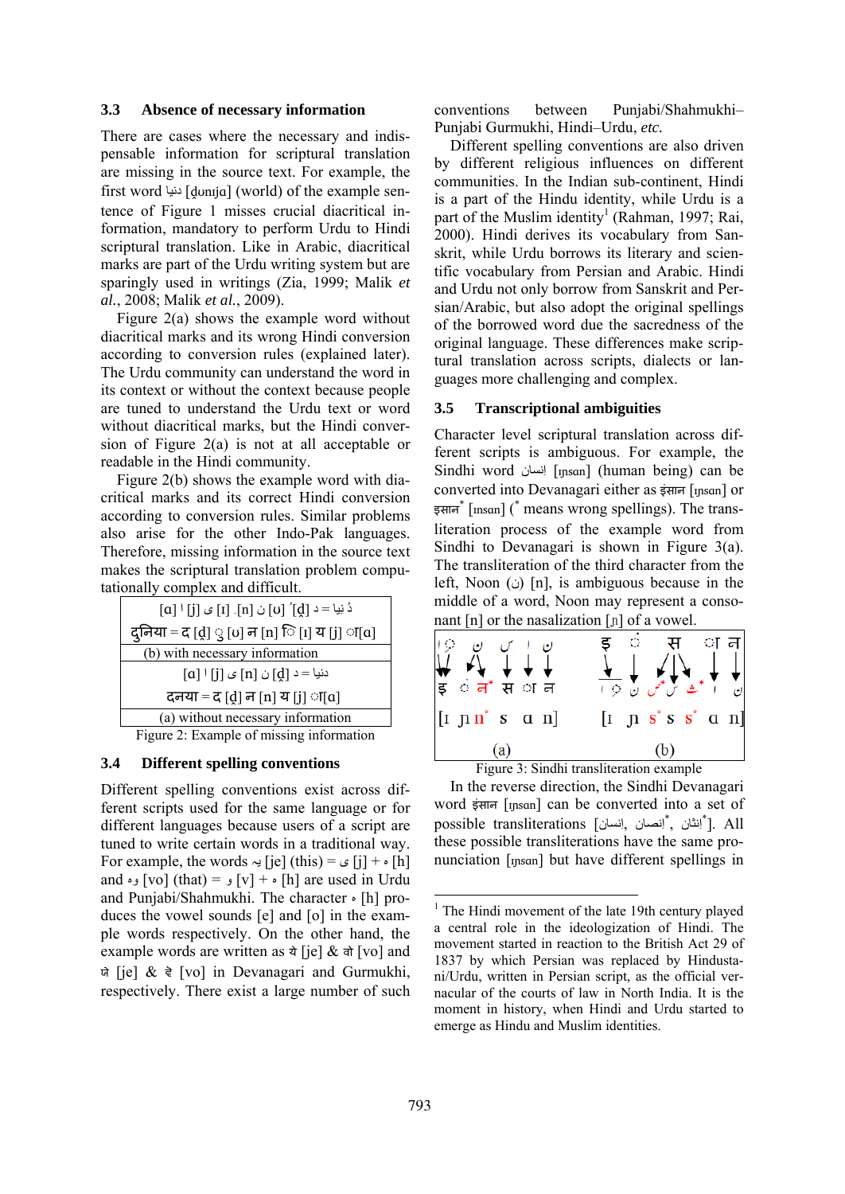### 3.3 Absence of necessary information

There are cases where the necessary and indispensable information for scriptural translation are missing in the source text. For example, the first word دنیا [d̪ʊnɪja] (world) of the example sentence of Figure 1 misses crucial diacritical information, mandatory to perform Urdu to Hindi scriptural translation. Like in Arabic, diacritical marks are part of the Urdu writing system but are sparingly used in writings (Zia, 1999; Malik *et al.*, 2008; Malik *et al.*, 2009).

Figure 2(a) shows the example word without diacritical marks and its wrong Hindi conversion according to conversion rules (explained later). The Urdu community can understand the word in its context or without the context because people are tuned to understand the Urdu text or word without diacritical marks, but the Hindi conversion of Figure 2(a) is not at all acceptable or readable in the Hindi community.

Figure 2(b) shows the example word with diacritical marks and its correct Hindi conversion according to conversion rules. Similar problems also arise for the other Indo-Pak languages. Therefore, missing information in the source text makes the scriptural translation problem computationally complex and difficult.

| دُنیا = د [d̪] ُ [ʊ] ن [n] ِ [ɪ] ی [j] ا [ɑ] |
|---|
| दुनिया = द [d̪] ु [ʊ] न [n] ि [ɪ] य [j] ा [ɑ] |
| (b) with necessary information |
| دنیا = د [d̪] ن [n] ی [j] ا [ɑ] |
| दनया = द [d̪] न [n] य [j] ा [ɑ] |
| (a) without necessary information |

Figure 2: Example of missing information

### 3.4 Different spelling conventions

Different spelling conventions exist across different scripts used for the same language or for different languages because users of a script are tuned to write certain words in a traditional way. For example, the words یہ [je] (this) = ی [j] + ہ [h] and وہ [vo] (that) = و [v] + ہ [h] are used in Urdu and Punjabi/Shahmukhi. The character ہ [h] produces the vowel sounds [e] and [o] in the example words respectively. On the other hand, the example words are written as ये [je] & वो [vo] and ਯੇ [je] & ਵੋ [vo] in Devanagari and Gurmukhi, respectively. There exist a large number of such conventions between Punjabi/Shahmukhi–Punjabi Gurmukhi, Hindi–Urdu, *etc.*

Different spelling conventions are also driven by different religious influences on different communities. In the Indian sub-continent, Hindi is a part of the Hindu identity, while Urdu is a part of the Muslim identity[1] (Rahman, 1997; Rai, 2000). Hindi derives its vocabulary from Sanskrit, while Urdu borrows its literary and scientific vocabulary from Persian and Arabic. Hindi and Urdu not only borrow from Sanskrit and Persian/Arabic, but also adopt the original spellings of the borrowed word due the sacredness of the original language. These differences make scriptural translation across scripts, dialects or languages more challenging and complex.

### 3.5 Transcriptional ambiguities

Character level scriptural translation across different scripts is ambiguous. For example, the Sindhi word اِنسان [ɪnsan] (human being) can be converted into Devanagari either as इंसान [ɪɲsan] or इनसान* [ɪnsan] (* means wrong spellings). The transliteration process of the example word from Sindhi to Devanagari is shown in Figure 3(a). The transliteration of the third character from the left, Noon (ن) [n], is ambiguous because in the middle of a word, Noon may represent a consonant [n] or the nasalization [ɲ] of a vowel.

Figure 3: Sindhi transliteration example

In the reverse direction, the Sindhi Devanagari word इंसान [ɪɲsan] can be converted into a set of possible transliterations [اِنسان, اِنصان*, اِنثان*]. All these possible transliterations have the same pronunciation [ɪɲsan] but have different spellings in

---

[1] The Hindi movement of the late 19th century played a central role in the ideologization of Hindi. The movement started in reaction to the British Act 29 of 1837 by which Persian was replaced by Hindustani/Urdu, written in Persian script, as the official vernacular of the courts of law in North India. It is the moment in history, when Hindi and Urdu started to emerge as Hindu and Muslim identities.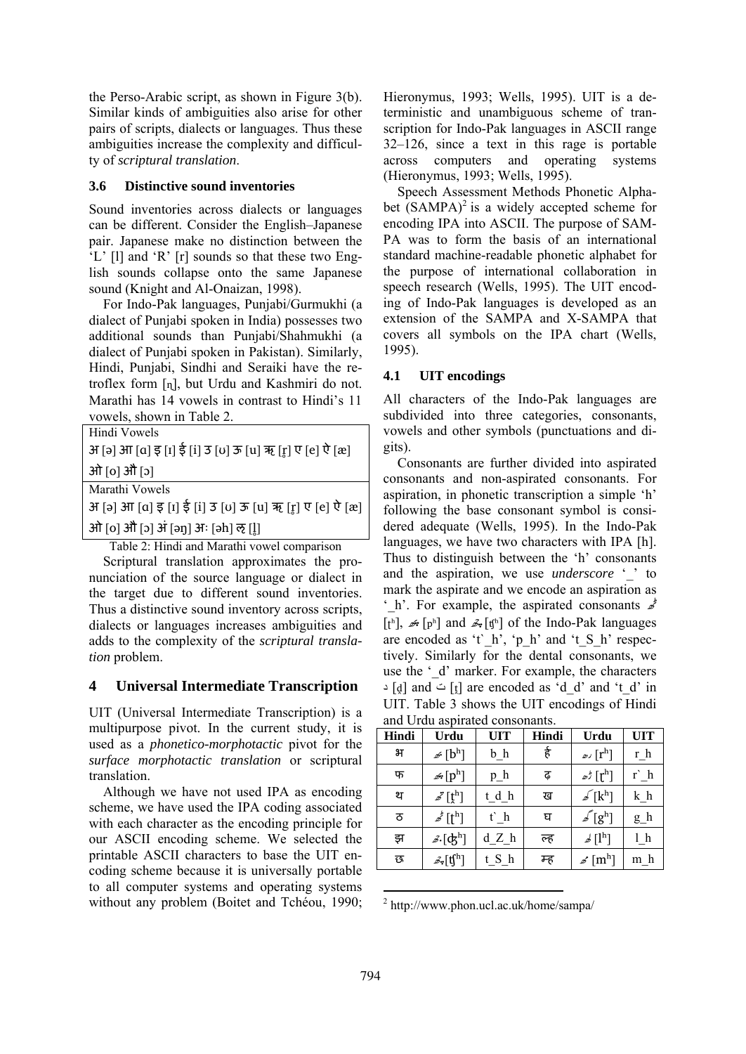the Perso-Arabic script, as shown in Figure 3(b). Similar kinds of ambiguities also arise for other pairs of scripts, dialects or languages. Thus these ambiguities increase the complexity and difficulty of *scriptural translation*.

### 3.6 Distinctive sound inventories

Sound inventories across dialects or languages can be different. Consider the English–Japanese pair. Japanese make no distinction between the 'L' [l] and 'R' [r] sounds so that these two English sounds collapse onto the same Japanese sound (Knight and Al-Onaizan, 1998).

For Indo-Pak languages, Punjabi/Gurmukhi (a dialect of Punjabi spoken in India) possesses two additional sounds than Punjabi/Shahmukhi (a dialect of Punjabi spoken in Pakistan). Similarly, Hindi, Punjabi, Sindhi and Seraiki have the retroflex form [ɳ], but Urdu and Kashmiri do not. Marathi has 14 vowels in contrast to Hindi's 11 vowels, shown in Table 2.

| Hindi Vowels |
|---|
| अ [ə] आ [ɑ] इ [ɪ] ई [i] उ [ʊ] ऊ [u] ऋ [r̥] ए [e] ऐ [æ] ओ [o] औ [ɔ] |
| **Marathi Vowels** |
| अ [ə] आ [ɑ] इ [ɪ] ई [i] उ [ʊ] ऊ [u] ऋ [r̥] ए [e] ऐ [æ] ओ [o] औ [ɔ] अं [əŋ] अः [əh] ऌ [l̥] |

Table 2: Hindi and Marathi vowel comparison

Scriptural translation approximates the pronunciation of the source language or dialect in the target due to different sound inventories. Thus a distinctive sound inventory across scripts, dialects or languages increases ambiguities and adds to the complexity of the *scriptural translation* problem.

## 4 Universal Intermediate Transcription

UIT (Universal Intermediate Transcription) is a multipurpose pivot. In the current study, it is used as a *phonetico-morphotactic* pivot for the *surface morphotactic translation* or scriptural translation.

Although we have not used IPA as encoding scheme, we have used the IPA coding associated with each character as the encoding principle for our ASCII encoding scheme. We selected the printable ASCII characters to base the UIT encoding scheme because it is universally portable to all computer systems and operating systems without any problem (Boitet and Tchéou, 1990; Hieronymus, 1993; Wells, 1995). UIT is a deterministic and unambiguous scheme of transcription for Indo-Pak languages in ASCII range 32–126, since a text in this rage is portable across computers and operating systems (Hieronymus, 1993; Wells, 1995).

Speech Assessment Methods Phonetic Alphabet (SAMPA)[2] is a widely accepted scheme for encoding IPA into ASCII. The purpose of SAMPA was to form the basis of an international standard machine-readable phonetic alphabet for the purpose of international collaboration in speech research (Wells, 1995). The UIT encoding of Indo-Pak languages is developed as an extension of the SAMPA and X-SAMPA that covers all symbols on the IPA chart (Wells, 1995).

### 4.1 UIT encodings

All characters of the Indo-Pak languages are subdivided into three categories, consonants, vowels and other symbols (punctuations and digits).

Consonants are further divided into aspirated consonants and non-aspirated consonants. For aspiration, in phonetic transcription a simple 'h' following the base consonant symbol is considered adequate (Wells, 1995). In the Indo-Pak languages, we have two characters with IPA [h]. Thus to distinguish between the 'h' consonants and the aspiration, we use *underscore* '_' to mark the aspirate and we encode an aspiration as '_h'. For example, the aspirated consonants ٹھ [ʈʰ], پھ [pʰ] and چھ [ʧʰ] of the Indo-Pak languages are encoded as 't`_h', 'p_h' and 't_S_h' respectively. Similarly for the dental consonants, we use the '_d' marker. For example, the characters د [d̪] and ت [t̪] are encoded as 'd_d' and 't_d' in UIT. Table 3 shows the UIT encodings of Hindi and Urdu aspirated consonants.

| Hindi | Urdu | UIT | Hindi | Urdu | UIT |
|---|---|---|---|---|---|
| भ | بھ [bʰ] | b_h | र्ह | رھ [rʰ] | r_h |
| फ | پھ [pʰ] | p_h | ढ़ | ڑھ [ɽʰ] | r`_h |
| थ | تھ [t̪ʰ] | t_d_h | ख | کھ [kʰ] | k_h |
| ठ | ٹھ [ʈʰ] | t`_h | घ | گھ [gʰ] | g_h |
| झ | جھ [ʤʰ] | d_Z_h | ल्ह | لھ [lʰ] | l_h |
| छ | چھ [ʧʰ] | t_S_h | म्ह | مھ [mʰ] | m_h |

[2] http://www.phon.ucl.ac.uk/home/sampa/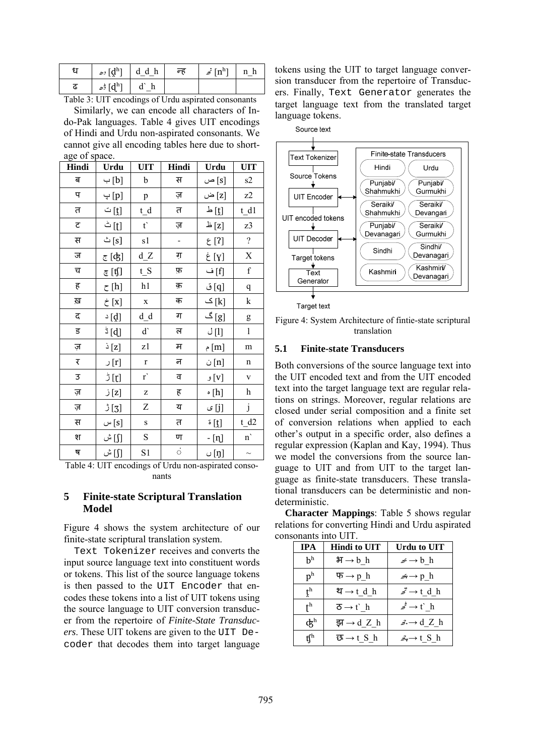| ध | دھ [d̪ʰ] | d_d_h | न्ह | نھ [nʰ] | n_h |
|---|---|---|---|---|---|
| ढ | ڈھ [ɖʰ] | d`_h | | | |

Table 3: UIT encodings of Urdu aspirated consonants

Similarly, we can encode all characters of Indo-Pak languages. Table 4 gives UIT encodings of Hindi and Urdu non-aspirated consonants. We cannot give all encoding tables here due to shortage of space.

| Hindi | Urdu | UIT | Hindi | Urdu | UIT |
|---|---|---|---|---|---|
| ब | ب [b] | b | स | ص [s] | s2 |
| प | پ [p] | p | ज़ | ض [z] | z2 |
| त | ت [t̪] | t_d | त | ط [t̪] | t_d1 |
| ट | ٹ [ʈ] | t` | ज़ | ظ [z] | z3 |
| स | ث [s] | s1 | - | ع [ʔ] | ? |
| ज | ج [ʤ] | d_Z | ग़ | غ [ɣ] | X |
| च | چ [ʧ] | t_S | फ़ | ف [f] | f |
| ह | ح [h] | h1 | क़ | ق [q] | q |
| ख़ | خ [x] | x | क | ک [k] | k |
| द | د [d̪] | d_d | ग | گ [g] | g |
| ड | ڈ [ɖ] | d` | ल | ل [l] | l |
| ज़ | ذ [z] | z1 | म | م [m] | m |
| र | ر [r] | r | न | ن [n] | n |
| ड़ | ڑ [ɽ] | r` | व | و [v] | v |
| ज़ | ز [z] | z | ह | ہ [h] | h |
| ज़ | ژ [ʒ] | Z | य | ی [j] | j |
| स | س [s] | s | त | ۃ [t̪] | t_d2 |
| श | ش [ʃ] | S | ण | - [ɳ] | n` |
| ष | ش [ʃ] | S1 | ं | ں [ŋ] | ~ |

Table 4: UIT encodings of Urdu non-aspirated consonants

## 5 Finite-state Scriptural Translation Model

Figure 4 shows the system architecture of our finite-state scriptural translation system.

Text Tokenizer receives and converts the input source language text into constituent words or tokens. This list of the source language tokens is then passed to the UIT Encoder that encodes these tokens into a list of UIT tokens using the source language to UIT conversion transducer from the repertoire of *Finite-State Transducers*. These UIT tokens are given to the UIT Decoder that decodes them into target language tokens using the UIT to target language conversion transducer from the repertoire of Transducers. Finally, Text Generator generates the target language text from the translated target language tokens.

Figure 4: System Architecture of fintie-state scriptural translation

### 5.1 Finite-state Transducers

Both conversions of the source language text into the UIT encoded text and from the UIT encoded text into the target language text are regular relations on strings. Moreover, regular relations are closed under serial composition and a finite set of conversion relations when applied to each other's output in a specific order, also defines a regular expression (Kaplan and Kay, 1994). Thus we model the conversions from the source language to UIT and from UIT to the target language as finite-state transducers. These translational transducers can be deterministic and non-deterministic.

**Character Mappings**: Table 5 shows regular relations for converting Hindi and Urdu aspirated consonants into UIT.

| IPA | Hindi to UIT | Urdu to UIT |
|---|---|---|
| bʰ | भ → b_h | بھ → b_h |
| pʰ | फ → p_h | پھ → p_h |
| t̪ʰ | थ → t_d_h | تھ → t_d_h |
| ʈʰ | ठ → t`_h | ٹھ → t`_h |
| ʤʰ | झ → d_Z_h | جھ → d_Z_h |
| ʧʰ | छ → t_S_h | چھ → t_S_h |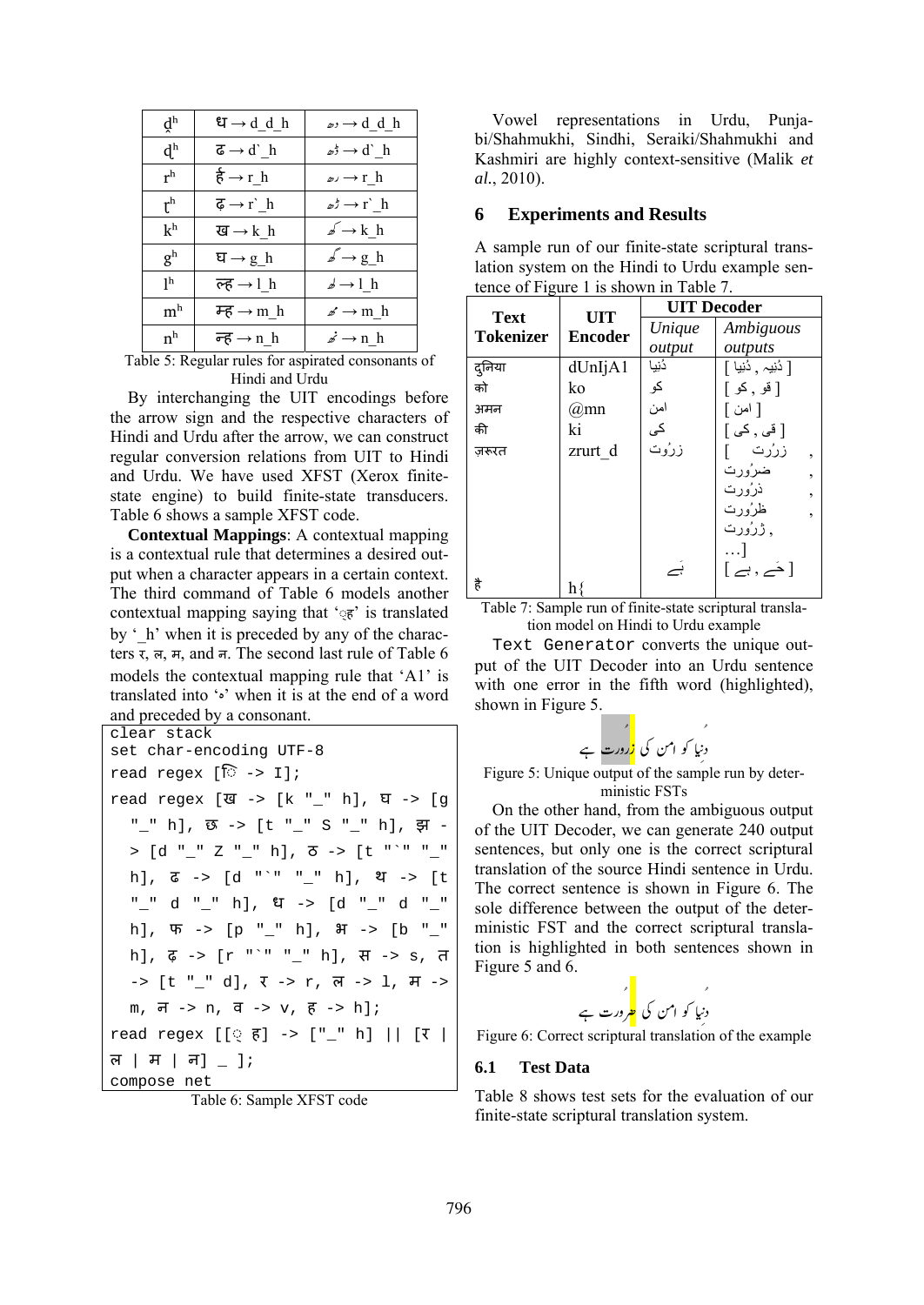| | | |
|---|---|---|
| $d̪^h$ | ध → d_d_h | دھ → d_d_h |
| $ɖ^h$ | ढ → d`_h | ڈھ → d`_h |
| $r^h$ | र्ह → r_h | رھ → r_h |
| $ɽ^h$ | ढ़ → r`_h | ڑھ → r`_h |
| $k^h$ | ख → k_h | کھ → k_h |
| $g^h$ | घ → g_h | گھ → g_h |
| $l^h$ | ल्ह → l_h | لھ → l_h |
| $m^h$ | म्ह → m_h | مھ → m_h |
| $n^h$ | न्ह → n_h | نھ → n_h |

Table 5: Regular rules for aspirated consonants of Hindi and Urdu

By interchanging the UIT encodings before the arrow sign and the respective characters of Hindi and Urdu after the arrow, we can construct regular conversion relations from UIT to Hindi and Urdu. We have used XFST (Xerox finite-state engine) to build finite-state transducers. Table 6 shows a sample XFST code.

**Contextual Mappings**: A contextual mapping is a contextual rule that determines a desired output when a character appears in a certain context. The third command of Table 6 models another contextual mapping saying that 'ृ' is translated by '_h' when it is preceded by any of the characters र, ल, म, and न. The second last rule of Table 6 models the contextual mapping rule that 'A1' is translated into 'ہ' when it is at the end of a word and preceded by a consonant.

```
clear stack
set char-encoding UTF-8
read regex [ि -> I];
read regex [ख -> [k "_" h], घ -> [g
  "_" h], छ -> [t "_" S "_" h], झ -
  > [d "_" Z "_" h], ठ -> [t "`" "_"
  h], ढ -> [d "`" "_" h], थ -> [t
  "_" d "_" h], ध -> [d "_" d "_"
  h], फ -> [p "_" h], भ -> [b "_"
  h], ढ़ -> [r "`" "_" h], स -> s, त
  -> [t "_" d], र -> r, ल -> l, म ->
  m, न -> n, व -> v, ह -> h];
read regex [[् ह] -> ["_" h] || [र |
ल | म | न] _ ];
compose net
```

Table 6: Sample XFST code

Vowel representations in Urdu, Punjabi/Shahmukhi, Sindhi, Seraiki/Shahmukhi and Kashmiri are highly context-sensitive (Malik *et al.*, 2010).

## 6 Experiments and Results

A sample run of our finite-state scriptural translation system on the Hindi to Urdu example sentence of Figure 1 is shown in Table 7.

| Text Tokenizer | UIT Encoder | UIT Decoder | |
|---|---|---|---|
| | | *Unique output* | *Ambiguous outputs* |
| दुनिया | dUnIjA1 | دُنیا | [ دُنیہ , دُنیا ] |
| को | ko | کو | [ قو , کو ] |
| अमन | @mn | امن | [ امن ] |
| की | ki | کی | [ قی , کی ] |
| ज़रूरत | zrurt_d | زرُوت | [ زرُرت , ضرُورت , ذرُورت , ظرُورت , ژرُورت , …] |
| है | h{ | ہے | [ حے , ہے ] |

Table 7: Sample run of finite-state scriptural translation model on Hindi to Urdu example

Text Generator converts the unique output of the UIT Decoder into an Urdu sentence with one error in the fifth word (highlighted), shown in Figure 5.

دُنیا کو امن کی زرُورت ہے

Figure 5: Unique output of the sample run by deterministic FSTs

On the other hand, from the ambiguous output of the UIT Decoder, we can generate 240 output sentences, but only one is the correct scriptural translation of the source Hindi sentence in Urdu. The correct sentence is shown in Figure 6. The sole difference between the output of the deterministic FST and the correct scriptural translation is highlighted in both sentences shown in Figure 5 and 6.

دُنیا کو امن کی ضرُورت ہے

Figure 6: Correct scriptural translation of the example

### 6.1 Test Data

Table 8 shows test sets for the evaluation of our finite-state scriptural translation system.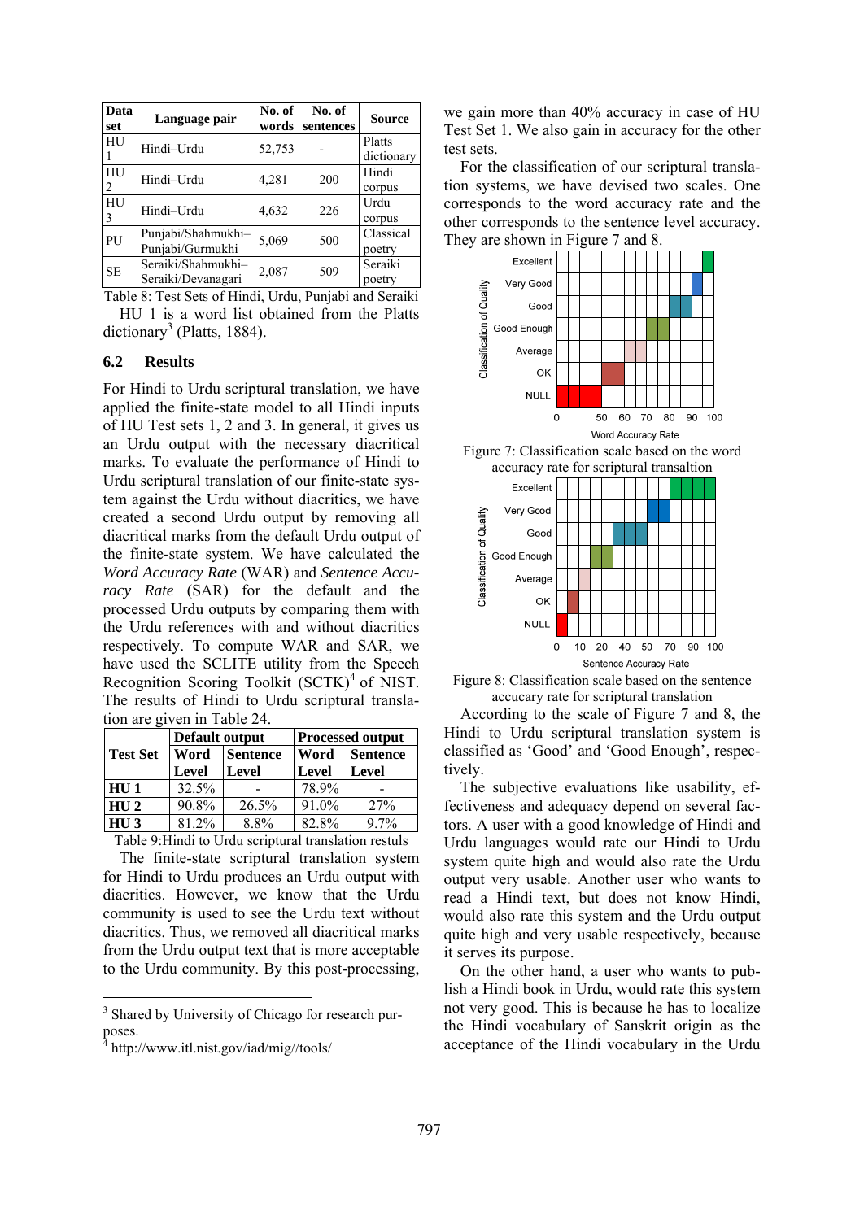| Data set | Language pair | No. of words | No. of sentences | Source |
|---|---|---|---|---|
| HU 1 | Hindi–Urdu | 52,753 | - | Platts dictionary |
| HU 2 | Hindi–Urdu | 4,281 | 200 | Hindi corpus |
| HU 3 | Hindi–Urdu | 4,632 | 226 | Urdu corpus |
| PU | Punjabi/Shahmukhi–Punjabi/Gurmukhi | 5,069 | 500 | Classical poetry |
| SE | Seraiki/Shahmukhi–Seraiki/Devanagari | 2,087 | 509 | Seraiki poetry |

Table 8: Test Sets of Hindi, Urdu, Punjabi and Seraiki

HU 1 is a word list obtained from the Platts dictionary[3] (Platts, 1884).

### 6.2 Results

For Hindi to Urdu scriptural translation, we have applied the finite-state model to all Hindi inputs of HU Test sets 1, 2 and 3. In general, it gives us an Urdu output with the necessary diacritical marks. To evaluate the performance of Hindi to Urdu scriptural translation of our finite-state system against the Urdu without diacritics, we have created a second Urdu output by removing all diacritical marks from the default Urdu output of the finite-state system. We have calculated the *Word Accuracy Rate* (WAR) and *Sentence Accuracy Rate* (SAR) for the default and the processed Urdu outputs by comparing them with the Urdu references with and without diacritics respectively. To compute WAR and SAR, we have used the SCLITE utility from the Speech Recognition Scoring Toolkit (SCTK)[4] of NIST. The results of Hindi to Urdu scriptural translation are given in Table 24.

| Test Set | Default output | | Processed output | |
|---|---|---|---|---|
| | Word Level | Sentence Level | Word Level | Sentence Level |
| HU 1 | 32.5% | - | 78.9% | - |
| HU 2 | 90.8% | 26.5% | 91.0% | 27% |
| HU 3 | 81.2% | 8.8% | 82.8% | 9.7% |

Table 9:Hindi to Urdu scriptural translation restuls

The finite-state scriptural translation system for Hindi to Urdu produces an Urdu output with diacritics. However, we know that the Urdu community is used to see the Urdu text without diacritics. Thus, we removed all diacritical marks from the Urdu output text that is more acceptable to the Urdu community. By this post-processing, we gain more than 40% accuracy in case of HU Test Set 1. We also gain in accuracy for the other test sets.

For the classification of our scriptural translation systems, we have devised two scales. One corresponds to the word accuracy rate and the other corresponds to the sentence level accuracy. They are shown in Figure 7 and 8.

Figure 7: Classification scale based on the word accuracy rate for scriptural transaltion

Figure 8: Classification scale based on the sentence accucary rate for scriptural translation

According to the scale of Figure 7 and 8, the Hindi to Urdu scriptural translation system is classified as 'Good' and 'Good Enough', respectively.

The subjective evaluations like usability, effectiveness and adequacy depend on several factors. A user with a good knowledge of Hindi and Urdu languages would rate our Hindi to Urdu system quite high and would also rate the Urdu output very usable. Another user who wants to read a Hindi text, but does not know Hindi, would also rate this system and the Urdu output quite high and very usable respectively, because it serves its purpose.

On the other hand, a user who wants to publish a Hindi book in Urdu, would rate this system not very good. This is because he has to localize the Hindi vocabulary of Sanskrit origin as the acceptance of the Hindi vocabulary in the Urdu

[3] Shared by University of Chicago for research purposes.

[4] http://www.itl.nist.gov/iad/mig//tools/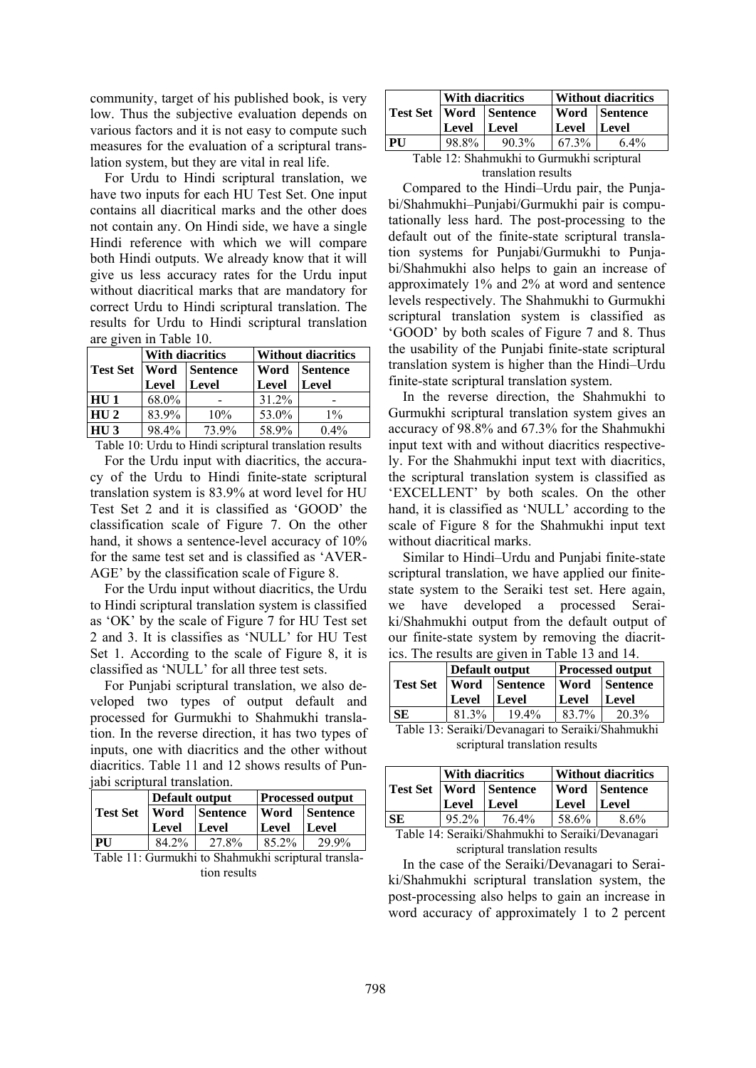community, target of his published book, is very low. Thus the subjective evaluation depends on various factors and it is not easy to compute such measures for the evaluation of a scriptural translation system, but they are vital in real life.

For Urdu to Hindi scriptural translation, we have two inputs for each HU Test Set. One input contains all diacritical marks and the other does not contain any. On Hindi side, we have a single Hindi reference with which we will compare both Hindi outputs. We already know that it will give us less accuracy rates for the Urdu input without diacritical marks that are mandatory for correct Urdu to Hindi scriptural translation. The results for Urdu to Hindi scriptural translation are given in Table 10.

| Test Set | With diacritics | | Without diacritics | |
|---|---|---|---|---|
| | Word Level | Sentence Level | Word Level | Sentence Level |
| **HU 1** | 68.0% | - | 31.2% | - |
| **HU 2** | 83.9% | 10% | 53.0% | 1% |
| **HU 3** | 98.4% | 73.9% | 58.9% | 0.4% |

Table 10: Urdu to Hindi scriptural translation results

For the Urdu input with diacritics, the accuracy of the Urdu to Hindi finite-state scriptural translation system is 83.9% at word level for HU Test Set 2 and it is classified as 'GOOD' the classification scale of Figure 7. On the other hand, it shows a sentence-level accuracy of 10% for the same test set and is classified as 'AVERAGE' by the classification scale of Figure 8.

For the Urdu input without diacritics, the Urdu to Hindi scriptural translation system is classified as 'OK' by the scale of Figure 7 for HU Test set 2 and 3. It is classifies as 'NULL' for HU Test Set 1. According to the scale of Figure 8, it is classified as 'NULL' for all three test sets.

For Punjabi scriptural translation, we also developed two types of output default and processed for Gurmukhi to Shahmukhi translation. In the reverse direction, it has two types of inputs, one with diacritics and the other without diacritics. Table 11 and 12 shows results of Punjabi scriptural translation.

| Test Set | Default output | | Processed output | |
|---|---|---|---|---|
| | Word Level | Sentence Level | Word Level | Sentence Level |
| **PU** | 84.2% | 27.8% | 85.2% | 29.9% |

Table 11: Gurmukhi to Shahmukhi scriptural translation results

| Test Set | With diacritics | | Without diacritics | |
|---|---|---|---|---|
| | Word Level | Sentence Level | Word Level | Sentence Level |
| **PU** | 98.8% | 90.3% | 67.3% | 6.4% |

Table 12: Shahmukhi to Gurmukhi scriptural translation results

Compared to the Hindi–Urdu pair, the Punjabi/Shahmukhi–Punjabi/Gurmukhi pair is computationally less hard. The post-processing to the default out of the finite-state scriptural translation systems for Punjabi/Gurmukhi to Punjabi/Shahmukhi also helps to gain an increase of approximately 1% and 2% at word and sentence levels respectively. The Shahmukhi to Gurmukhi scriptural translation system is classified as 'GOOD' by both scales of Figure 7 and 8. Thus the usability of the Punjabi finite-state scriptural translation system is higher than the Hindi–Urdu finite-state scriptural translation system.

In the reverse direction, the Shahmukhi to Gurmukhi scriptural translation system gives an accuracy of 98.8% and 67.3% for the Shahmukhi input text with and without diacritics respectively. For the Shahmukhi input text with diacritics, the scriptural translation system is classified as 'EXCELLENT' by both scales. On the other hand, it is classified as 'NULL' according to the scale of Figure 8 for the Shahmukhi input text without diacritical marks.

Similar to Hindi–Urdu and Punjabi finite-state scriptural translation, we have applied our finite-state system to the Seraiki test set. Here again, we have developed a processed Seraiki/Shahmukhi output from the default output of our finite-state system by removing the diacritics. The results are given in Table 13 and 14.

| Test Set | Default output | | Processed output | |
|---|---|---|---|---|
| | Word Level | Sentence Level | Word Level | Sentence Level |
| **SE** | 81.3% | 19.4% | 83.7% | 20.3% |

Table 13: Seraiki/Devanagari to Seraiki/Shahmukhi scriptural translation results

| Test Set | With diacritics | | Without diacritics | |
|---|---|---|---|---|
| | Word Level | Sentence Level | Word Level | Sentence Level |
| **SE** | 95.2% | 76.4% | 58.6% | 8.6% |

Table 14: Seraiki/Shahmukhi to Seraiki/Devanagari scriptural translation results

In the case of the Seraiki/Devanagari to Seraiki/Shahmukhi scriptural translation system, the post-processing also helps to gain an increase in word accuracy of approximately 1 to 2 percent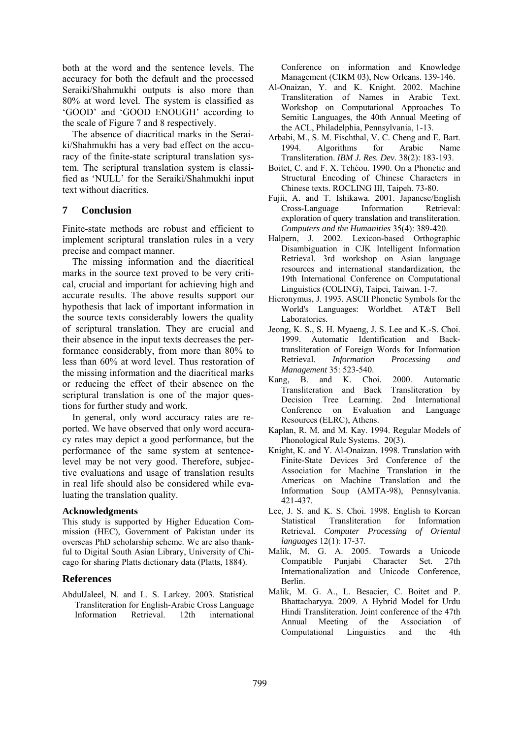both at the word and the sentence levels. The accuracy for both the default and the processed Seraiki/Shahmukhi outputs is also more than 80% at word level. The system is classified as 'GOOD' and 'GOOD ENOUGH' according to the scale of Figure 7 and 8 respectively.

The absence of diacritical marks in the Seraiki/Shahmukhi has a very bad effect on the accuracy of the finite-state scriptural translation system. The scriptural translation system is classified as 'NULL' for the Seraiki/Shahmukhi input text without diacritics.

## 7 Conclusion

Finite-state methods are robust and efficient to implement scriptural translation rules in a very precise and compact manner.

The missing information and the diacritical marks in the source text proved to be very critical, crucial and important for achieving high and accurate results. The above results support our hypothesis that lack of important information in the source texts considerably lowers the quality of scriptural translation. They are crucial and their absence in the input texts decreases the performance considerably, from more than 80% to less than 60% at word level. Thus restoration of the missing information and the diacritical marks or reducing the effect of their absence on the scriptural translation is one of the major questions for further study and work.

In general, only word accuracy rates are reported. We have observed that only word accuracy rates may depict a good performance, but the performance of the same system at sentence-level may be not very good. Therefore, subjective evaluations and usage of translation results in real life should also be considered while evaluating the translation quality.

### Acknowledgments

This study is supported by Higher Education Commission (HEC), Government of Pakistan under its overseas PhD scholarship scheme. We are also thankful to Digital South Asian Library, University of Chicago for sharing Platts dictionary data (Platts, 1884).

## References

AbdulJaleel, N. and L. S. Larkey. 2003. Statistical Transliteration for English-Arabic Cross Language Information Retrieval. 12th international Conference on information and Knowledge Management (CIKM 03), New Orleans. 139-146.

Al-Onaizan, Y. and K. Knight. 2002. Machine Transliteration of Names in Arabic Text. Workshop on Computational Approaches To Semitic Languages, the 40th Annual Meeting of the ACL, Philadelphia, Pennsylvania, 1-13.

Arbabi, M., S. M. Fischthal, V. C. Cheng and E. Bart. 1994. Algorithms for Arabic Name Transliteration. *IBM J. Res. Dev.* 38(2): 183-193.

Boitet, C. and F. X. Tchéou. 1990. On a Phonetic and Structural Encoding of Chinese Characters in Chinese texts. ROCLING III, Taipeh. 73-80.

Fujii, A. and T. Ishikawa. 2001. Japanese/English Cross-Language Information Retrieval: exploration of query translation and transliteration. *Computers and the Humanities* 35(4): 389-420.

Halpern, J. 2002. Lexicon-based Orthographic Disambiguation in CJK Intelligent Information Retrieval. 3rd workshop on Asian language resources and international standardization, the 19th International Conference on Computational Linguistics (COLING), Taipei, Taiwan. 1-7.

Hieronymus, J. 1993. ASCII Phonetic Symbols for the World's Languages: Worldbet. AT&T Bell Laboratories.

Jeong, K. S., S. H. Myaeng, J. S. Lee and K.-S. Choi. 1999. Automatic Identification and Back-transliteration of Foreign Words for Information Retrieval. *Information Processing and Management* 35: 523-540.

Kang, B. and K. Choi. 2000. Automatic Transliteration and Back Transliteration by Decision Tree Learning. 2nd International Conference on Evaluation and Language Resources (ELRC), Athens.

Kaplan, R. M. and M. Kay. 1994. Regular Models of Phonological Rule Systems. 20(3).

Knight, K. and Y. Al-Onaizan. 1998. Translation with Finite-State Devices 3rd Conference of the Association for Machine Translation in the Americas on Machine Translation and the Information Soup (AMTA-98), Pennsylvania. 421-437.

Lee, J. S. and K. S. Choi. 1998. English to Korean Statistical Transliteration for Information Retrieval. *Computer Processing of Oriental languages* 12(1): 17-37.

Malik, M. G. A. 2005. Towards a Unicode Compatible Punjabi Character Set. 27th Internationalization and Unicode Conference, Berlin.

Malik, M. G. A., L. Besacier, C. Boitet and P. Bhattacharyya. 2009. A Hybrid Model for Urdu Hindi Transliteration. Joint conference of the 47th Annual Meeting of the Association of Computational Linguistics and the 4th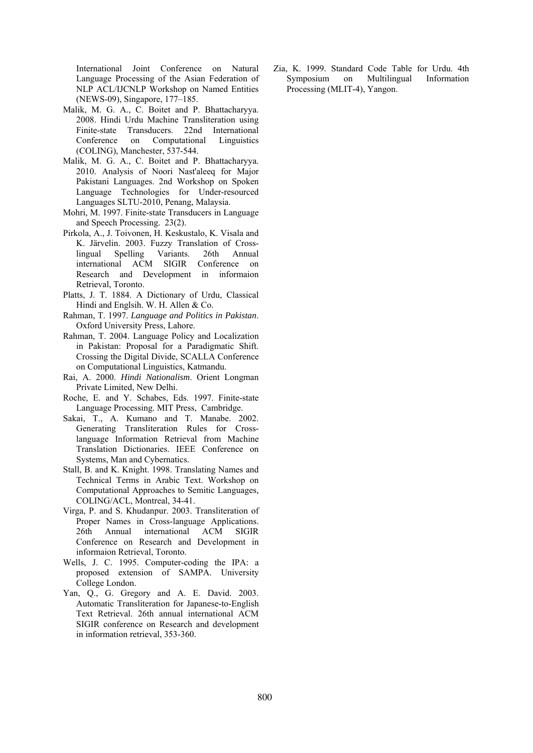International Joint Conference on Natural Language Processing of the Asian Federation of NLP ACL/IJCNLP Workshop on Named Entities (NEWS-09), Singapore, 177–185.

Malik, M. G. A., C. Boitet and P. Bhattacharyya. 2008. Hindi Urdu Machine Transliteration using Finite-state Transducers. 22nd International Conference on Computational Linguistics (COLING), Manchester, 537-544.

Malik, M. G. A., C. Boitet and P. Bhattacharyya. 2010. Analysis of Noori Nast'aleeq for Major Pakistani Languages. 2nd Workshop on Spoken Language Technologies for Under-resourced Languages SLTU-2010, Penang, Malaysia.

Mohri, M. 1997. Finite-state Transducers in Language and Speech Processing. 23(2).

Pirkola, A., J. Toivonen, H. Keskustalo, K. Visala and K. Järvelin. 2003. Fuzzy Translation of Cross-lingual Spelling Variants. 26th Annual international ACM SIGIR Conference on Research and Development in informaion Retrieval, Toronto.

Platts, J. T. 1884. A Dictionary of Urdu, Classical Hindi and Englsih. W. H. Allen & Co.

Rahman, T. 1997. *Language and Politics in Pakistan*. Oxford University Press, Lahore.

Rahman, T. 2004. Language Policy and Localization in Pakistan: Proposal for a Paradigmatic Shift. Crossing the Digital Divide, SCALLA Conference on Computational Linguistics, Katmandu.

Rai, A. 2000. *Hindi Nationalism*. Orient Longman Private Limited, New Delhi.

Roche, E. and Y. Schabes, Eds. 1997. Finite-state Language Processing. MIT Press, Cambridge.

Sakai, T., A. Kumano and T. Manabe. 2002. Generating Transliteration Rules for Cross-language Information Retrieval from Machine Translation Dictionaries. IEEE Conference on Systems, Man and Cybernatics.

Stall, B. and K. Knight. 1998. Translating Names and Technical Terms in Arabic Text. Workshop on Computational Approaches to Semitic Languages, COLING/ACL, Montreal, 34-41.

Virga, P. and S. Khudanpur. 2003. Transliteration of Proper Names in Cross-language Applications. 26th Annual international ACM SIGIR Conference on Research and Development in informaion Retrieval, Toronto.

Wells, J. C. 1995. Computer-coding the IPA: a proposed extension of SAMPA. University College London.

Yan, Q., G. Gregory and A. E. David. 2003. Automatic Transliteration for Japanese-to-English Text Retrieval. 26th annual international ACM SIGIR conference on Research and development in information retrieval, 353-360.

Zia, K. 1999. Standard Code Table for Urdu. 4th Symposium on Multilingual Information Processing (MLIT-4), Yangon.